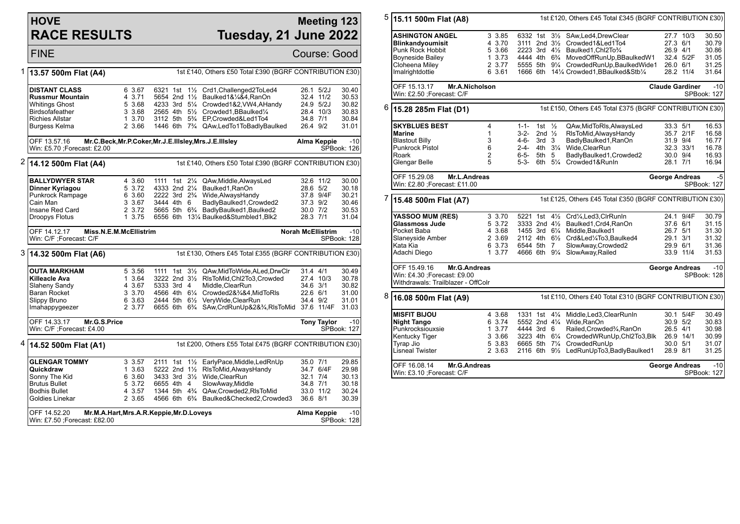# HOVE RACE RESULTS

## Meeting 123 — Tuesday, 21 June 2022

FINE — Course: Good

### 1 — 13.57 500m Flat (A4)

1st £140, Others £50 Total £390 (BGRF CONTRIBUTION £30)

| Greyhound | Trap | Split | Sectionals | Pos | Dist | Remarks | Wt | SP | Time |
|---|---|---|---|---|---|---|---|---|---|
| DISTANT CLASS | 6 | 3.67 | 6321 | 1st | 1½ | Crd1,Challenged2ToLed4 | 26.1 | 5/2J | 30.40 |
| Russmur Mountain | 4 | 3.71 | 5654 | 2nd | 1½ | Baulked1&¼&4,RanOn | 32.4 | 11/2 | 30.53 |
| Whitings Ghost | 5 | 3.68 | 4233 | 3rd | 5¼ | Crowded1&2,VW4,AHandy | 24.9 | 5/2J | 30.82 |
| Birdsofafeather | 3 | 3.68 | 2565 | 4th | 5½ | Crowded1,BBaulked¼ | 28.4 | 10/3 | 30.83 |
| Richies Allstar | 1 | 3.70 | 3112 | 5th | 5¾ | EP,Crowded&Led1To4 | 34.8 | 7/1 | 30.84 |
| Burgess Kelma | 2 | 3.66 | 1446 | 6th | 7¾ | QAw,LedTo1ToBadlyBaulked | 26.4 | 9/2 | 31.01 |

OFF 13.57.16 Mr.C.Beck,Mr.P.Coker,Mr.J.E.Illsley,Mrs.J.E.Illsley — Alma Keppie -10
Win: £5.70 ;Forecast: £2.00 — SPBook: 126

### 2 — 14.12 500m Flat (A4)

1st £140, Others £50 Total £390 (BGRF CONTRIBUTION £30)

| Greyhound | Trap | Split | Sectionals | Pos | Dist | Remarks | Wt | SP | Time |
|---|---|---|---|---|---|---|---|---|---|
| BALLYDWYER STAR | 4 | 3.60 | 1111 | 1st | 2¼ | QAw,Middle,AlwaysLed | 32.6 | 11/2 | 30.00 |
| Dinner Kyriagou | 5 | 3.72 | 4333 | 2nd | 2¼ | Baulked1,RanOn | 28.6 | 5/2 | 30.18 |
| Punkrock Rampage | 6 | 3.60 | 2222 | 3rd | 2¾ | Wide,AlwaysHandy | 37.8 | 9/4F | 30.21 |
| Cain Man | 3 | 3.67 | 3444 | 4th | 6 | BadlyBaulked1,Crowded2 | 37.3 | 9/2 | 30.46 |
| Insane Red Card | 2 | 3.72 | 5665 | 5th | 6¾ | BadlyBaulked1,Baulked2 | 30.0 | 7/2 | 30.53 |
| Droopys Flotus | 1 | 3.75 | 6556 | 6th | 13¼ | Baulked&Stumbled1,Blk2 | 28.3 | 7/1 | 31.04 |

OFF 14.12.17 Miss.N.E.M.McEllistrim — Norah McEllistrim -10
Win: C/F ;Forecast: C/F — SPBook: 128

### 3 — 14.32 500m Flat (A6)

1st £130, Others £45 Total £355 (BGRF CONTRIBUTION £30)

| Greyhound | Trap | Split | Sectionals | Pos | Dist | Remarks | Wt | SP | Time |
|---|---|---|---|---|---|---|---|---|---|
| OUTA MARKHAM | 5 | 3.56 | 1111 | 1st | 3½ | QAw,MidToWide,ALed,DrwClr | 31.4 | 4/1 | 30.49 |
| Killeacle Ava | 1 | 3.64 | 3222 | 2nd | 3½ | RlsToMid,Chl2To3,Crowded | 27.4 | 10/3 | 30.78 |
| Slaheny Sandy | 4 | 3.67 | 5333 | 3rd | 4 | Middle,ClearRun | 34.6 | 3/1 | 30.82 |
| Baran Rocket | 3 | 3.70 | 4566 | 4th | 6¼ | Crowded2&¾&4,MidToRls | 22.6 | 6/1 | 31.00 |
| Slippy Bruno | 6 | 3.63 | 2444 | 5th | 6½ | VeryWide,ClearRun | 34.4 | 9/2 | 31.01 |
| Imahappygeezer | 2 | 3.77 | 6655 | 6th | 6¾ | SAw,CrdRunUp&2&¾,RlsToMid | 37.6 | 11/4F | 31.03 |

OFF 14.33.17 Mr.G.S.Price — Tony Taylor -10
Win: C/F ;Forecast: £4.00 — SPBook: 127

### 4 — 14.52 500m Flat (A1)

1st £200, Others £55 Total £475 (BGRF CONTRIBUTION £30)

| Greyhound | Trap | Split | Sectionals | Pos | Dist | Remarks | Wt | SP | Time |
|---|---|---|---|---|---|---|---|---|---|
| GLENGAR TOMMY | 3 | 3.57 | 2111 | 1st | 1½ | EarlyPace,Middle,LedRnUp | 35.0 | 7/1 | 29.85 |
| Quickdraw | 1 | 3.63 | 5222 | 2nd | 1½ | RlsToMid,AlwaysHandy | 34.7 | 6/4F | 29.98 |
| Sonny The Kid | 6 | 3.60 | 3433 | 3rd | 3½ | Wide,ClearRun | 32.1 | 7/4 | 30.13 |
| Brutus Bullet | 5 | 3.72 | 6655 | 4th | 4 | SlowAway,Middle | 34.8 | 7/1 | 30.18 |
| Bodhis Bullet | 4 | 3.57 | 1344 | 5th | 4¾ | QAw,Crowded2,RlsToMid | 33.0 | 11/2 | 30.24 |
| Goldies Linekar | 2 | 3.65 | 4566 | 6th | 6¾ | Baulked&Checked2,Crowded3 | 36.6 | 8/1 | 30.39 |

OFF 14.52.20 Mr.M.A.Hart,Mrs.A.R.Keppie,Mr.D.Loveys — Alma Keppie -10
Win: £7.50 ;Forecast: £82.00 — SPBook: 128

### 5 — 15.11 500m Flat (A8)

1st £120, Others £45 Total £345 (BGRF CONTRIBUTION £30)

| Greyhound | Trap | Split | Sectionals | Pos | Dist | Remarks | Wt | SP | Time |
|---|---|---|---|---|---|---|---|---|---|
| ASHINGTON ANGEL | 3 | 3.85 | 6332 | 1st | 3½ | SAw,Led4,DrewClear | 27.7 | 10/3 | 30.50 |
| Blinkandyoumisit | 4 | 3.70 | 3111 | 2nd | 3½ | Crowded1&Led1To4 | 27.3 | 6/1 | 30.79 |
| Punk Rock Hobbit | 5 | 3.66 | 2223 | 3rd | 4½ | Baulked1,Chl2To¾ | 26.9 | 4/1 | 30.86 |
| Boyneside Bailey | 1 | 3.73 | 4444 | 4th | 6¾ | MovedOffRunUp,BBaulkedW1 | 32.4 | 5/2F | 31.05 |
| Cloheena Miley | 2 | 3.77 | 5555 | 5th | 9¼ | CrowdedRunUp,BaulkedWide1 | 26.0 | 6/1 | 31.25 |
| Imalrightdottie | 6 | 3.61 | 1666 | 6th | 14¼ | Crowded1,BBaulked&Stb¼ | 28.2 | 11/4 | 31.64 |

OFF 15.13.17 Mr.A.Nicholson — Claude Gardiner -10
Win: £2.50 ;Forecast: C/F — SPBook: 127

### 6 — 15.28 285m Flat (D1)

1st £150, Others £45 Total £375 (BGRF CONTRIBUTION £30)

| Greyhound | Trap | Sectionals | Pos | Dist | Remarks | Wt | SP | Time |
|---|---|---|---|---|---|---|---|---|
| SKYBLUES BEST | 4 | 1-1- | 1st | ½ | QAw,MidToRls,AlwaysLed | 33.3 | 5/1 | 16.53 |
| Marine | 1 | 3-2- | 2nd | ½ | RlsToMid,AlwaysHandy | 35.7 | 2/1F | 16.58 |
| Blastout Billy | 3 | 4-6- | 3rd | 3 | BadlyBaulked1,RanOn | 31.9 | 9/4 | 16.77 |
| Punkrock Pistol | 6 | 2-4- | 4th | 3¼ | Wide,ClearRun | 32.3 | 33/1 | 16.78 |
| Roark | 2 | 6-5- | 5th | 5 | BadlyBaulked1,Crowded2 | 30.0 | 9/4 | 16.93 |
| Glengar Belle | 5 | 5-3- | 6th | 5¼ | Crowded1&RunIn | 28.1 | 7/1 | 16.94 |

OFF 15.29.08 Mr.L.Andreas — George Andreas -5
Win: £2.80 ;Forecast: £11.00 — SPBook: 127

### 7 — 15.48 500m Flat (A7)

1st £125, Others £45 Total £350 (BGRF CONTRIBUTION £30)

| Greyhound | Trap | Split | Sectionals | Pos | Dist | Remarks | Wt | SP | Time |
|---|---|---|---|---|---|---|---|---|---|
| YASSOO MUM (RES) | 3 | 3.70 | 5221 | 1st | 4½ | Crd¼,Led3,ClrRunIn | 24.1 | 9/4F | 30.79 |
| Glassmoss Jude | 5 | 3.72 | 3333 | 2nd | 4½ | Baulked1,Crd4,RanOn | 37.6 | 6/1 | 31.15 |
| Pocket Baba | 4 | 3.68 | 1455 | 3rd | 6¼ | Middle,Baulked1 | 26.7 | 5/1 | 31.30 |
| Slaneyside Amber | 2 | 3.69 | 2112 | 4th | 6½ | Crd&Led¼To3,Baulked4 | 29.1 | 3/1 | 31.32 |
| Kata Kia | 6 | 3.73 | 6544 | 5th | 7 | SlowAway,Crowded2 | 29.9 | 6/1 | 31.36 |
| Adachi Diego | 1 | 3.77 | 4666 | 6th | 9¼ | SlowAway,Railed | 33.9 | 11/4 | 31.53 |

OFF 15.49.16 Mr.G.Andreas — George Andreas -10
Win: £4.30 ;Forecast: £9.00 — SPBook: 128
Withdrawals: Trailblazer - OffColr

### 8 — 16.08 500m Flat (A9)

1st £110, Others £40 Total £310 (BGRF CONTRIBUTION £30)

| Greyhound | Trap | Split | Sectionals | Pos | Dist | Remarks | Wt | SP | Time |
|---|---|---|---|---|---|---|---|---|---|
| MISFIT BIJOU | 4 | 3.68 | 1331 | 1st | 4¼ | Middle,Led3,ClearRunIn | 30.1 | 5/4F | 30.49 |
| Night Tango | 6 | 3.74 | 5552 | 2nd | 4¼ | Wide,RanOn | 30.9 | 5/2 | 30.83 |
| Punkrocksiouxsie | 1 | 3.77 | 4444 | 3rd | 6 | Railed,Crowded¾,RanOn | 26.5 | 4/1 | 30.98 |
| Kentucky Tiger | 3 | 3.66 | 3223 | 4th | 6¼ | CrowdedWRunUp,Chl2To3,Blk | 26.9 | 14/1 | 30.99 |
| Tyrap Jio | 5 | 3.83 | 6665 | 5th | 7¼ | CrowdedRunUp | 30.0 | 5/1 | 31.07 |
| Lisneal Twister | 2 | 3.63 | 2116 | 6th | 9½ | LedRunUpTo3,BadlyBaulked1 | 28.9 | 8/1 | 31.25 |

OFF 16.08.14 Mr.G.Andreas — George Andreas -10
Win: £3.10 ;Forecast: C/F — SPBook: 127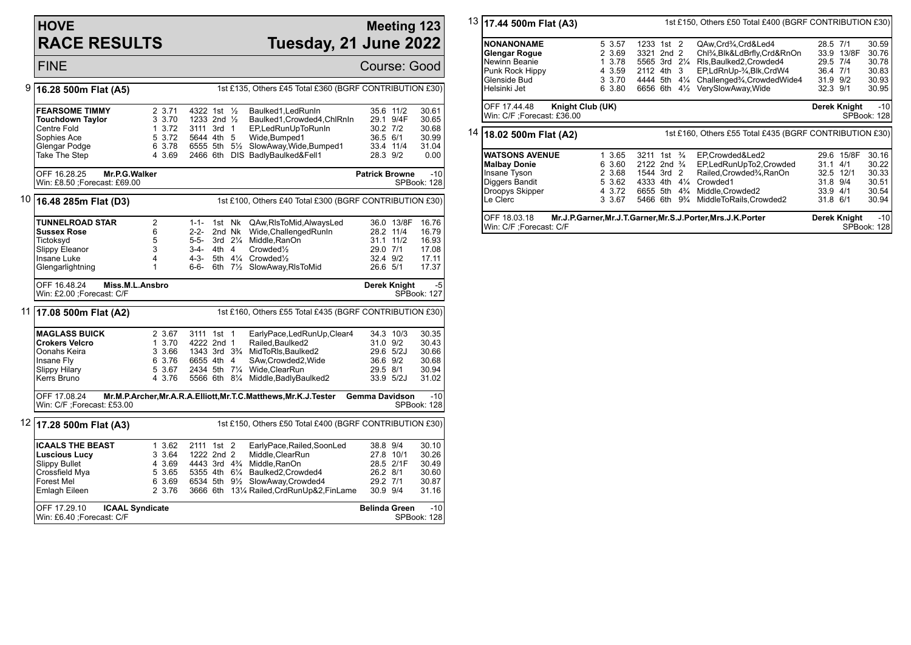# HOVE RACE RESULTS

## Meeting 123 Tuesday, 21 June 2022

FINE

Course: Good

### 9 16.28 500m Flat (A5)

1st £135, Others £45 Total £360 (BGRF CONTRIBUTION £30)

| | | | | | | | | | |
|---|---|---|---|---|---|---|---|---|---|
| **FEARSOME TIMMY** | 2 | 3.71 | 4322 | 1st | ½ | Baulked1,LedRunIn | 35.6 | 11/2 | 30.61 |
| **Touchdown Taylor** | 3 | 3.70 | 1233 | 2nd | ½ | Baulked1,Crowded4,ChlRnIn | 29.1 | 9/4F | 30.65 |
| Centre Fold | 1 | 3.72 | 3111 | 3rd | 1 | EP,LedRunUpToRunIn | 30.2 | 7/2 | 30.68 |
| Sophies Ace | 5 | 3.72 | 5644 | 4th | 5 | Wide,Bumped1 | 36.5 | 6/1 | 30.99 |
| Glengar Podge | 6 | 3.78 | 6555 | 5th | 5½ | SlowAway,Wide,Bumped1 | 33.4 | 11/4 | 31.04 |
| Take The Step | 4 | 3.69 | 2466 | 6th | DIS | BadlyBaulked&Fell1 | 28.3 | 9/2 | 0.00 |

OFF 16.28.25 **Mr.P.G.Walker** **Patrick Browne** -10
Win: £8.50 ;Forecast: £69.00 SPBook: 128

### 10 16.48 285m Flat (D3)

1st £100, Others £40 Total £300 (BGRF CONTRIBUTION £30)

| | | | | | | | | | |
|---|---|---|---|---|---|---|---|---|---|
| **TUNNELROAD STAR** | 2 | | 1-1- | 1st | Nk | QAw,RlsToMid,AlwaysLed | 36.0 | 13/8F | 16.76 |
| **Sussex Rose** | 6 | | 2-2- | 2nd | Nk | Wide,ChallengedRunIn | 28.2 | 11/4 | 16.79 |
| Tictoksyd | 5 | | 5-5- | 3rd | 2¼ | Middle,RanOn | 31.1 | 11/2 | 16.93 |
| Slippy Eleanor | 3 | | 3-4- | 4th | 4 | Crowded½ | 29.0 | 7/1 | 17.08 |
| Insane Luke | 4 | | 4-3- | 5th | 4¼ | Crowded½ | 32.4 | 9/2 | 17.11 |
| Glengarlightning | 1 | | 6-6- | 6th | 7½ | SlowAway,RlsToMid | 26.6 | 5/1 | 17.37 |

OFF 16.48.24 **Miss.M.L.Ansbro** **Derek Knight** -5
Win: £2.00 ;Forecast: C/F SPBook: 127

### 11 17.08 500m Flat (A2)

1st £160, Others £55 Total £435 (BGRF CONTRIBUTION £30)

| | | | | | | | | | |
|---|---|---|---|---|---|---|---|---|---|
| **MAGLASS BUICK** | 2 | 3.67 | 3111 | 1st | 1 | EarlyPace,LedRunUp,Clear4 | 34.3 | 10/3 | 30.35 |
| **Crokers Velcro** | 1 | 3.70 | 4222 | 2nd | 1 | Railed,Baulked2 | 31.0 | 9/2 | 30.43 |
| Oonahs Keira | 3 | 3.66 | 1343 | 3rd | 3¾ | MidToRls,Baulked2 | 29.6 | 5/2J | 30.66 |
| Insane Fly | 6 | 3.76 | 6655 | 4th | 4 | SAw,Crowded2,Wide | 36.6 | 9/2 | 30.68 |
| Slippy Hilary | 5 | 3.67 | 2434 | 5th | 7¼ | Wide,ClearRun | 29.5 | 8/1 | 30.94 |
| Kerrs Bruno | 4 | 3.76 | 5566 | 6th | 8¼ | Middle,BadlyBaulked2 | 33.9 | 5/2J | 31.02 |

OFF 17.08.24 **Mr.M.P.Archer,Mr.A.R.A.Elliott,Mr.T.C.Matthews,Mr.K.J.Tester** **Gemma Davidson** -10
Win: C/F ;Forecast: £53.00 SPBook: 128

### 12 17.28 500m Flat (A3)

1st £150, Others £50 Total £400 (BGRF CONTRIBUTION £30)

| | | | | | | | | | |
|---|---|---|---|---|---|---|---|---|---|
| **ICAALS THE BEAST** | 1 | 3.62 | 2111 | 1st | 2 | EarlyPace,Railed,SoonLed | 38.8 | 9/4 | 30.10 |
| **Luscious Lucy** | 3 | 3.64 | 1222 | 2nd | 2 | Middle,ClearRun | 27.8 | 10/1 | 30.26 |
| Slippy Bullet | 4 | 3.69 | 4443 | 3rd | 4¾ | Middle,RanOn | 28.5 | 2/1F | 30.49 |
| Crossfield Mya | 5 | 3.65 | 5355 | 4th | 6¼ | Baulked2,Crowded4 | 26.2 | 8/1 | 30.60 |
| Forest Mel | 6 | 3.69 | 6534 | 5th | 9½ | SlowAway,Crowded4 | 29.2 | 7/1 | 30.87 |
| Emlagh Eileen | 2 | 3.76 | 3666 | 6th | 13¼ | Railed,CrdRunUp&2,FinLame | 30.9 | 9/4 | 31.16 |

OFF 17.29.10 **ICAAL Syndicate** **Belinda Green** -10
Win: £6.40 ;Forecast: C/F SPBook: 128

### 13 17.44 500m Flat (A3)

1st £150, Others £50 Total £400 (BGRF CONTRIBUTION £30)

| | | | | | | | | | |
|---|---|---|---|---|---|---|---|---|---|
| **NONANONAME** | 5 | 3.57 | 1233 | 1st | 2 | QAw,Crd¾,Crd&Led4 | 28.5 | 7/1 | 30.59 |
| **Glengar Rogue** | 2 | 3.69 | 3321 | 2nd | 2 | Chl¾,Blk&LdBrfly,Crd&RnOn | 33.9 | 13/8F | 30.76 |
| Newinn Beanie | 1 | 3.78 | 5565 | 3rd | 2¼ | Rls,Baulked2,Crowded4 | 29.5 | 7/4 | 30.78 |
| Punk Rock Hippy | 4 | 3.59 | 2112 | 4th | 3 | EP,LdRnUp-¾,Blk,CrdW4 | 36.4 | 7/1 | 30.83 |
| Glenside Bud | 3 | 3.70 | 4444 | 5th | 4¼ | Challenged¾,CrowdedWide4 | 31.9 | 9/2 | 30.93 |
| Helsinki Jet | 6 | 3.80 | 6656 | 6th | 4½ | VerySlowAway,Wide | 32.3 | 9/1 | 30.95 |

OFF 17.44.48 **Knight Club (UK)** **Derek Knight** -10
Win: C/F ;Forecast: £36.00 SPBook: 128

### 14 18.02 500m Flat (A2)

1st £160, Others £55 Total £435 (BGRF CONTRIBUTION £30)

| | | | | | | | | | |
|---|---|---|---|---|---|---|---|---|---|
| **WATSONS AVENUE** | 1 | 3.65 | 3211 | 1st | ¾ | EP,Crowded&Led2 | 29.6 | 15/8F | 30.16 |
| **Malbay Donie** | 6 | 3.60 | 2122 | 2nd | ¾ | EP,LedRunUpTo2,Crowded | 31.1 | 4/1 | 30.22 |
| Insane Tyson | 2 | 3.68 | 1544 | 3rd | 2 | Railed,Crowded¾,RanOn | 32.5 | 12/1 | 30.33 |
| Diggers Bandit | 5 | 3.62 | 4333 | 4th | 4¼ | Crowded1 | 31.8 | 9/4 | 30.51 |
| Droopys Skipper | 4 | 3.72 | 6655 | 5th | 4¾ | Middle,Crowded2 | 33.9 | 4/1 | 30.54 |
| Le Clerc | 3 | 3.67 | 5466 | 6th | 9¾ | MiddleToRails,Crowded2 | 31.8 | 6/1 | 30.94 |

OFF 18.03.18 **Mr.J.P.Garner,Mr.J.T.Garner,Mr.S.J.Porter,Mrs.J.K.Porter** **Derek Knight** -10
Win: C/F ;Forecast: C/F SPBook: 128